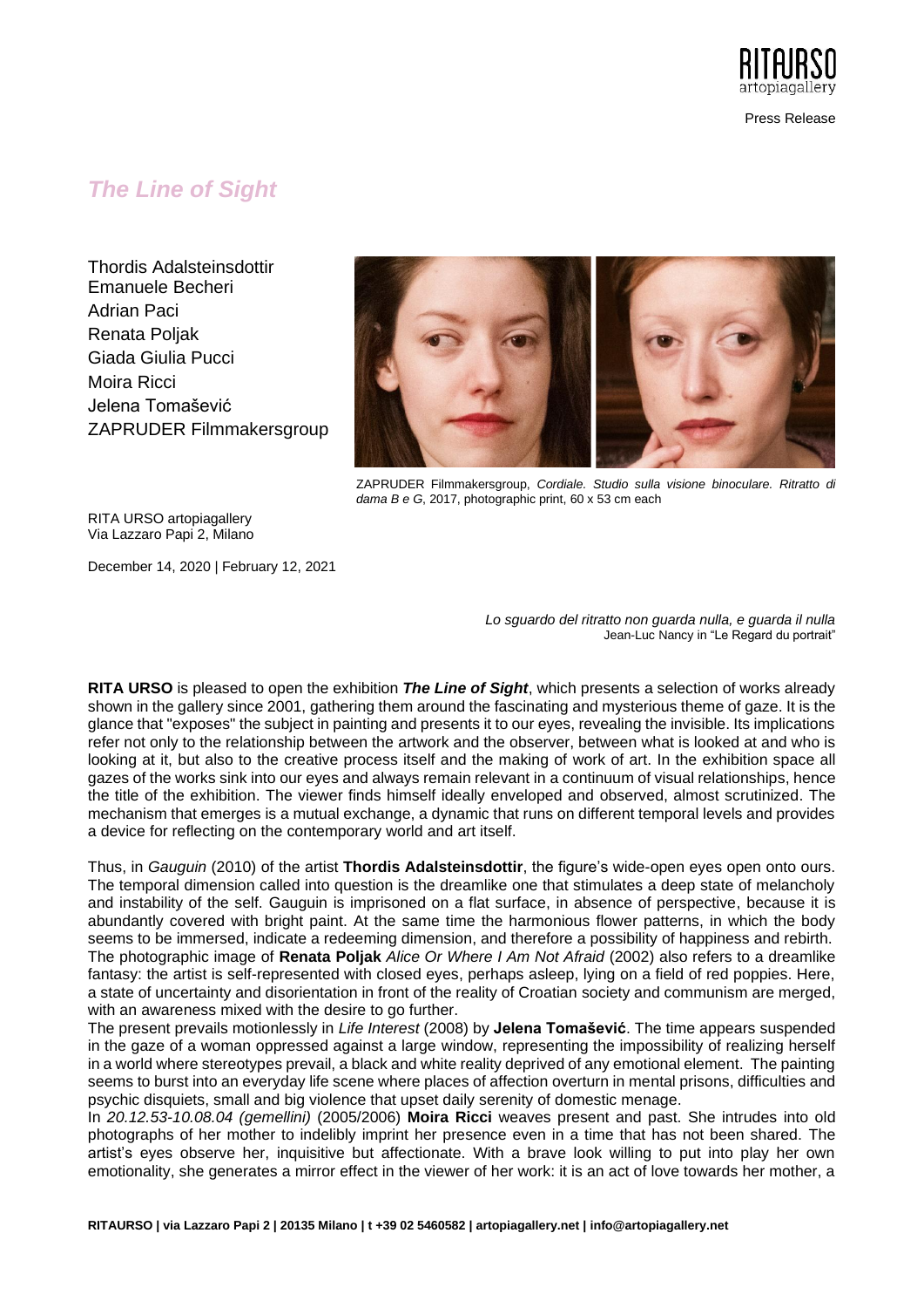Press Release

# *The Line of Sight*

Thordis Adalsteinsdottir
Emanuele Becheri
Adrian Paci
Renata Poljak
Giada Giulia Pucci
Moira Ricci
Jelena Tomašević
ZAPRUDER Filmmakersgroup

ZAPRUDER Filmmakersgroup, *Cordiale. Studio sulla visione binoculare. Ritratto di dama B e G*, 2017, photographic print, 60 x 53 cm each

RITA URSO artopiagallery
Via Lazzaro Papi 2, Milano

December 14, 2020 | February 12, 2021

*Lo sguardo del ritratto non guarda nulla, e guarda il nulla*
Jean-Luc Nancy in "Le Regard du portrait"

**RITA URSO** is pleased to open the exhibition ***The Line of Sight***, which presents a selection of works already shown in the gallery since 2001, gathering them around the fascinating and mysterious theme of gaze. It is the glance that "exposes" the subject in painting and presents it to our eyes, revealing the invisible. Its implications refer not only to the relationship between the artwork and the observer, between what is looked at and who is looking at it, but also to the creative process itself and the making of work of art. In the exhibition space all gazes of the works sink into our eyes and always remain relevant in a continuum of visual relationships, hence the title of the exhibition. The viewer finds himself ideally enveloped and observed, almost scrutinized. The mechanism that emerges is a mutual exchange, a dynamic that runs on different temporal levels and provides a device for reflecting on the contemporary world and art itself.

Thus, in *Gauguin* (2010) of the artist **Thordis Adalsteinsdottir**, the figure's wide-open eyes open onto ours. The temporal dimension called into question is the dreamlike one that stimulates a deep state of melancholy and instability of the self. Gauguin is imprisoned on a flat surface, in absence of perspective, because it is abundantly covered with bright paint. At the same time the harmonious flower patterns, in which the body seems to be immersed, indicate a redeeming dimension, and therefore a possibility of happiness and rebirth.
The photographic image of **Renata Poljak** *Alice Or Where I Am Not Afraid* (2002) also refers to a dreamlike fantasy: the artist is self-represented with closed eyes, perhaps asleep, lying on a field of red poppies. Here, a state of uncertainty and disorientation in front of the reality of Croatian society and communism are merged, with an awareness mixed with the desire to go further.
The present prevails motionlessly in *Life Interest* (2008) by **Jelena Tomašević**. The time appears suspended in the gaze of a woman oppressed against a large window, representing the impossibility of realizing herself in a world where stereotypes prevail, a black and white reality deprived of any emotional element. The painting seems to burst into an everyday life scene where places of affection overturn in mental prisons, difficulties and psychic disquiets, small and big violence that upset daily serenity of domestic menage.
In *20.12.53-10.08.04 (gemellini)* (2005/2006) **Moira Ricci** weaves present and past. She intrudes into old photographs of her mother to indelibly imprint her presence even in a time that has not been shared. The artist's eyes observe her, inquisitive but affectionate. With a brave look willing to put into play her own emotionality, she generates a mirror effect in the viewer of her work: it is an act of love towards her mother, a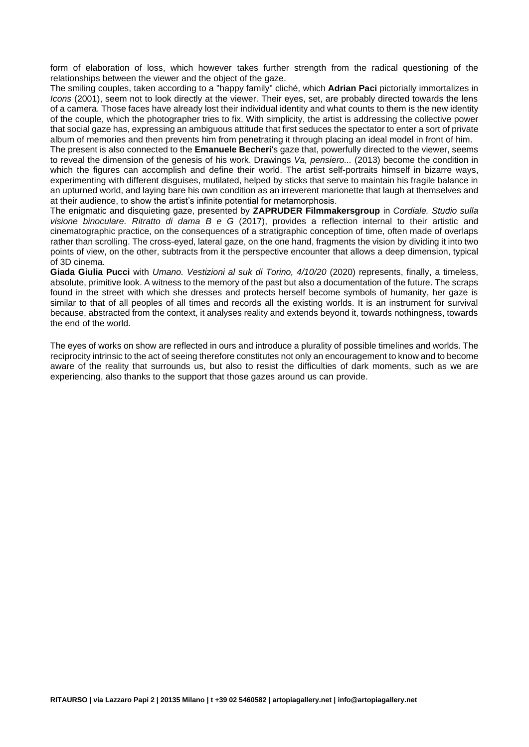form of elaboration of loss, which however takes further strength from the radical questioning of the relationships between the viewer and the object of the gaze.

The smiling couples, taken according to a "happy family" cliché, which **Adrian Paci** pictorially immortalizes in *Icons* (2001), seem not to look directly at the viewer. Their eyes, set, are probably directed towards the lens of a camera. Those faces have already lost their individual identity and what counts to them is the new identity of the couple, which the photographer tries to fix. With simplicity, the artist is addressing the collective power that social gaze has, expressing an ambiguous attitude that first seduces the spectator to enter a sort of private album of memories and then prevents him from penetrating it through placing an ideal model in front of him.

The present is also connected to the **Emanuele Becheri**'s gaze that, powerfully directed to the viewer, seems to reveal the dimension of the genesis of his work. Drawings *Va, pensiero...* (2013) become the condition in which the figures can accomplish and define their world. The artist self-portraits himself in bizarre ways, experimenting with different disguises, mutilated, helped by sticks that serve to maintain his fragile balance in an upturned world, and laying bare his own condition as an irreverent marionette that laugh at themselves and at their audience, to show the artist's infinite potential for metamorphosis.

The enigmatic and disquieting gaze, presented by **ZAPRUDER Filmmakersgroup** in *Cordiale. Studio sulla visione binoculare. Ritratto di dama B e G* (2017), provides a reflection internal to their artistic and cinematographic practice, on the consequences of a stratigraphic conception of time, often made of overlaps rather than scrolling. The cross-eyed, lateral gaze, on the one hand, fragments the vision by dividing it into two points of view, on the other, subtracts from it the perspective encounter that allows a deep dimension, typical of 3D cinema.

**Giada Giulia Pucci** with *Umano. Vestizioni al suk di Torino, 4/10/20* (2020) represents, finally, a timeless, absolute, primitive look. A witness to the memory of the past but also a documentation of the future. The scraps found in the street with which she dresses and protects herself become symbols of humanity, her gaze is similar to that of all peoples of all times and records all the existing worlds. It is an instrument for survival because, abstracted from the context, it analyses reality and extends beyond it, towards nothingness, towards the end of the world.

The eyes of works on show are reflected in ours and introduce a plurality of possible timelines and worlds. The reciprocity intrinsic to the act of seeing therefore constitutes not only an encouragement to know and to become aware of the reality that surrounds us, but also to resist the difficulties of dark moments, such as we are experiencing, also thanks to the support that those gazes around us can provide.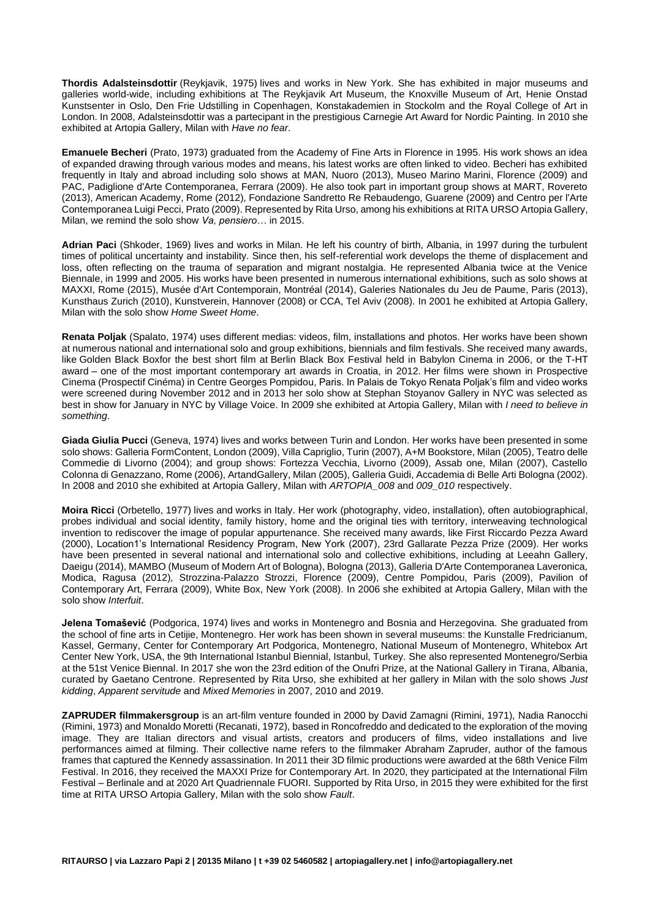**Thordis Adalsteinsdottir** (Reykjavik, 1975) lives and works in New York. She has exhibited in major museums and galleries world-wide, including exhibitions at The Reykjavik Art Museum, the Knoxville Museum of Art, Henie Onstad Kunstsenter in Oslo, Den Frie Udstilling in Copenhagen, Konstakademien in Stockolm and the Royal College of Art in London. In 2008, Adalsteinsdottir was a partecipant in the prestigious Carnegie Art Award for Nordic Painting. In 2010 she exhibited at Artopia Gallery, Milan with *Have no fear*.

**Emanuele Becheri** (Prato, 1973) graduated from the Academy of Fine Arts in Florence in 1995. His work shows an idea of expanded drawing through various modes and means, his latest works are often linked to video. Becheri has exhibited frequently in Italy and abroad including solo shows at MAN, Nuoro (2013), Museo Marino Marini, Florence (2009) and PAC, Padiglione d'Arte Contemporanea, Ferrara (2009). He also took part in important group shows at MART, Rovereto (2013), American Academy, Rome (2012), Fondazione Sandretto Re Rebaudengo, Guarene (2009) and Centro per l'Arte Contemporanea Luigi Pecci, Prato (2009). Represented by Rita Urso, among his exhibitions at RITA URSO Artopia Gallery, Milan, we remind the solo show *Va, pensiero…* in 2015.

**Adrian Paci** (Shkoder, 1969) lives and works in Milan. He left his country of birth, Albania, in 1997 during the turbulent times of political uncertainty and instability. Since then, his self-referential work develops the theme of displacement and loss, often reflecting on the trauma of separation and migrant nostalgia. He represented Albania twice at the Venice Biennale, in 1999 and 2005. His works have been presented in numerous international exhibitions, such as solo shows at MAXXI, Rome (2015), Musée d'Art Contemporain, Montréal (2014), Galeries Nationales du Jeu de Paume, Paris (2013), Kunsthaus Zurich (2010), Kunstverein, Hannover (2008) or CCA, Tel Aviv (2008). In 2001 he exhibited at Artopia Gallery, Milan with the solo show *Home Sweet Home*.

**Renata Poljak** (Spalato, 1974) uses different medias: videos, film, installations and photos. Her works have been shown at numerous national and international solo and group exhibitions, biennials and film festivals. She received many awards, like Golden Black Boxfor the best short film at Berlin Black Box Festival held in Babylon Cinema in 2006, or the T-HT award – one of the most important contemporary art awards in Croatia, in 2012. Her films were shown in Prospective Cinema (Prospectif Cinéma) in Centre Georges Pompidou, Paris. In Palais de Tokyo Renata Poljak's film and video works were screened during November 2012 and in 2013 her solo show at Stephan Stoyanov Gallery in NYC was selected as best in show for January in NYC by Village Voice. In 2009 she exhibited at Artopia Gallery, Milan with *I need to believe in something*.

**Giada Giulia Pucci** (Geneva, 1974) lives and works between Turin and London. Her works have been presented in some solo shows: Galleria FormContent, London (2009), Villa Capriglio, Turin (2007), A+M Bookstore, Milan (2005), Teatro delle Commedie di Livorno (2004); and group shows: Fortezza Vecchia, Livorno (2009), Assab one, Milan (2007), Castello Colonna di Genazzano, Rome (2006), ArtandGallery, Milan (2005), Galleria Guidi, Accademia di Belle Arti Bologna (2002). In 2008 and 2010 she exhibited at Artopia Gallery, Milan with *ARTOPIA_008* and *009_010* respectively.

**Moira Ricci** (Orbetello, 1977) lives and works in Italy. Her work (photography, video, installation), often autobiographical, probes individual and social identity, family history, home and the original ties with territory, interweaving technological invention to rediscover the image of popular appurtenance. She received many awards, like First Riccardo Pezza Award (2000), Location1's International Residency Program, New York (2007), 23rd Gallarate Pezza Prize (2009). Her works have been presented in several national and international solo and collective exhibitions, including at Leeahn Gallery, Daeigu (2014), MAMBO (Museum of Modern Art of Bologna), Bologna (2013), Galleria D'Arte Contemporanea Laveronica, Modica, Ragusa (2012), Strozzina-Palazzo Strozzi, Florence (2009), Centre Pompidou, Paris (2009), Pavilion of Contemporary Art, Ferrara (2009), White Box, New York (2008). In 2006 she exhibited at Artopia Gallery, Milan with the solo show *Interfuit*.

**Jelena Tomašević** (Podgorica, 1974) lives and works in Montenegro and Bosnia and Herzegovina. She graduated from the school of fine arts in Cetijie, Montenegro. Her work has been shown in several museums: the Kunstalle Fredricianum, Kassel, Germany, Center for Contemporary Art Podgorica, Montenegro, National Museum of Montenegro, Whitebox Art Center New York, USA, the 9th International Istanbul Biennial, Istanbul, Turkey. She also represented Montenegro/Serbia at the 51st Venice Biennal. In 2017 she won the 23rd edition of the Onufri Prize, at the National Gallery in Tirana, Albania, curated by Gaetano Centrone. Represented by Rita Urso, she exhibited at her gallery in Milan with the solo shows *Just kidding*, *Apparent servitude* and *Mixed Memories* in 2007, 2010 and 2019.

**ZAPRUDER filmmakersgroup** is an art-film venture founded in 2000 by David Zamagni (Rimini, 1971), Nadia Ranocchi (Rimini, 1973) and Monaldo Moretti (Recanati, 1972), based in Roncofreddo and dedicated to the exploration of the moving image. They are Italian directors and visual artists, creators and producers of films, video installations and live performances aimed at filming. Their collective name refers to the filmmaker Abraham Zapruder, author of the famous frames that captured the Kennedy assassination. In 2011 their 3D filmic productions were awarded at the 68th Venice Film Festival. In 2016, they received the MAXXI Prize for Contemporary Art. In 2020, they participated at the International Film Festival – Berlinale and at 2020 Art Quadriennale FUORI. Supported by Rita Urso, in 2015 they were exhibited for the first time at RITA URSO Artopia Gallery, Milan with the solo show *Fault*.

**RITAURSO | via Lazzaro Papi 2 | 20135 Milano | t +39 02 5460582 | artopiagallery.net | info@artopiagallery.net**